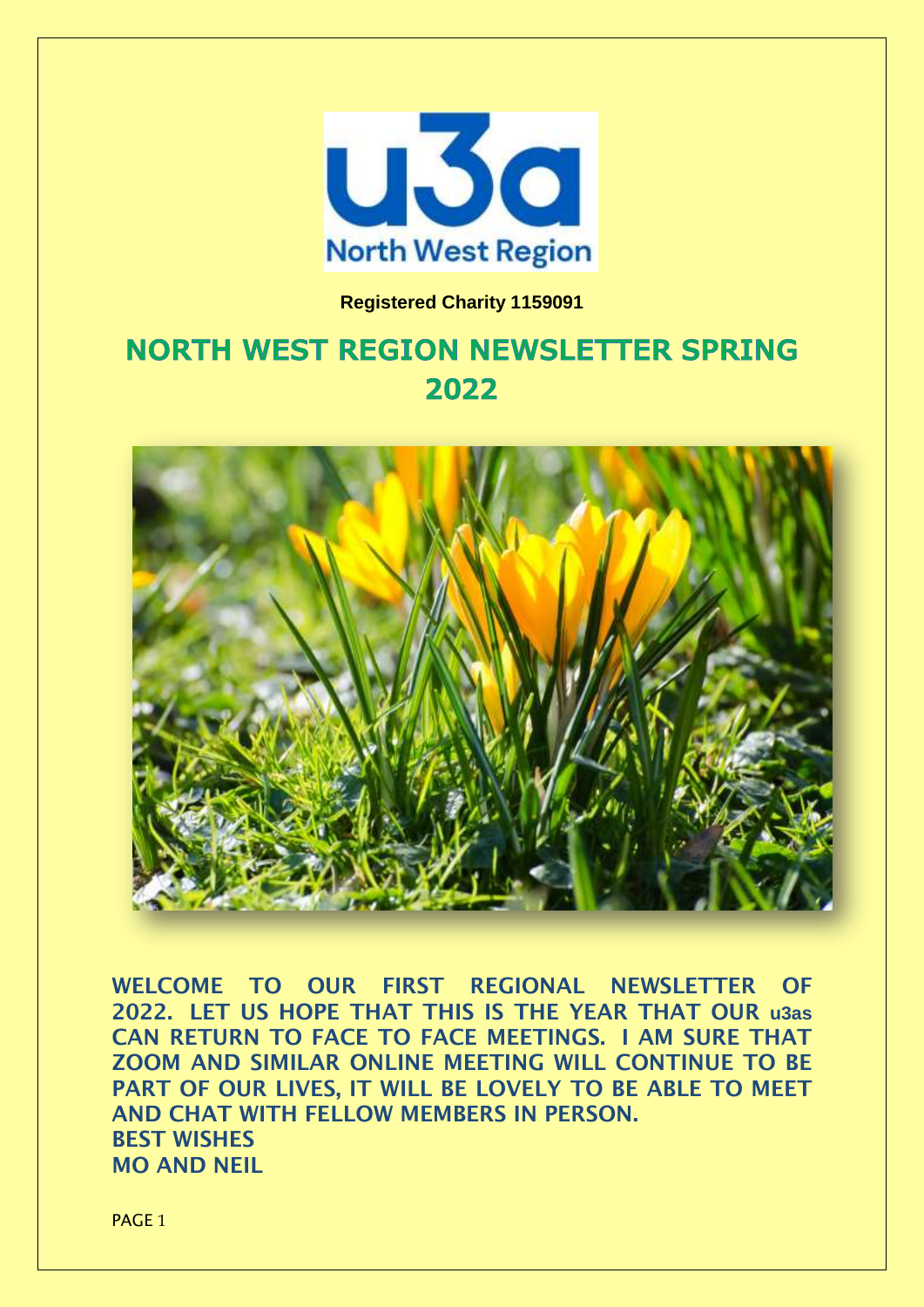Registered Charity 1159091

# NORTH WEST REGION NEWSLETTER SPRING 2022

**WELCOME TO OUR FIRST REGIONAL NEWSLETTER OF 2022. LET US HOPE THAT THIS IS THE YEAR THAT OUR u3as CAN RETURN TO FACE TO FACE MEETINGS. I AM SURE THAT ZOOM AND SIMILAR ONLINE MEETING WILL CONTINUE TO BE PART OF OUR LIVES, IT WILL BE LOVELY TO BE ABLE TO MEET AND CHAT WITH FELLOW MEMBERS IN PERSON.**

**BEST WISHES**

**MO AND NEIL**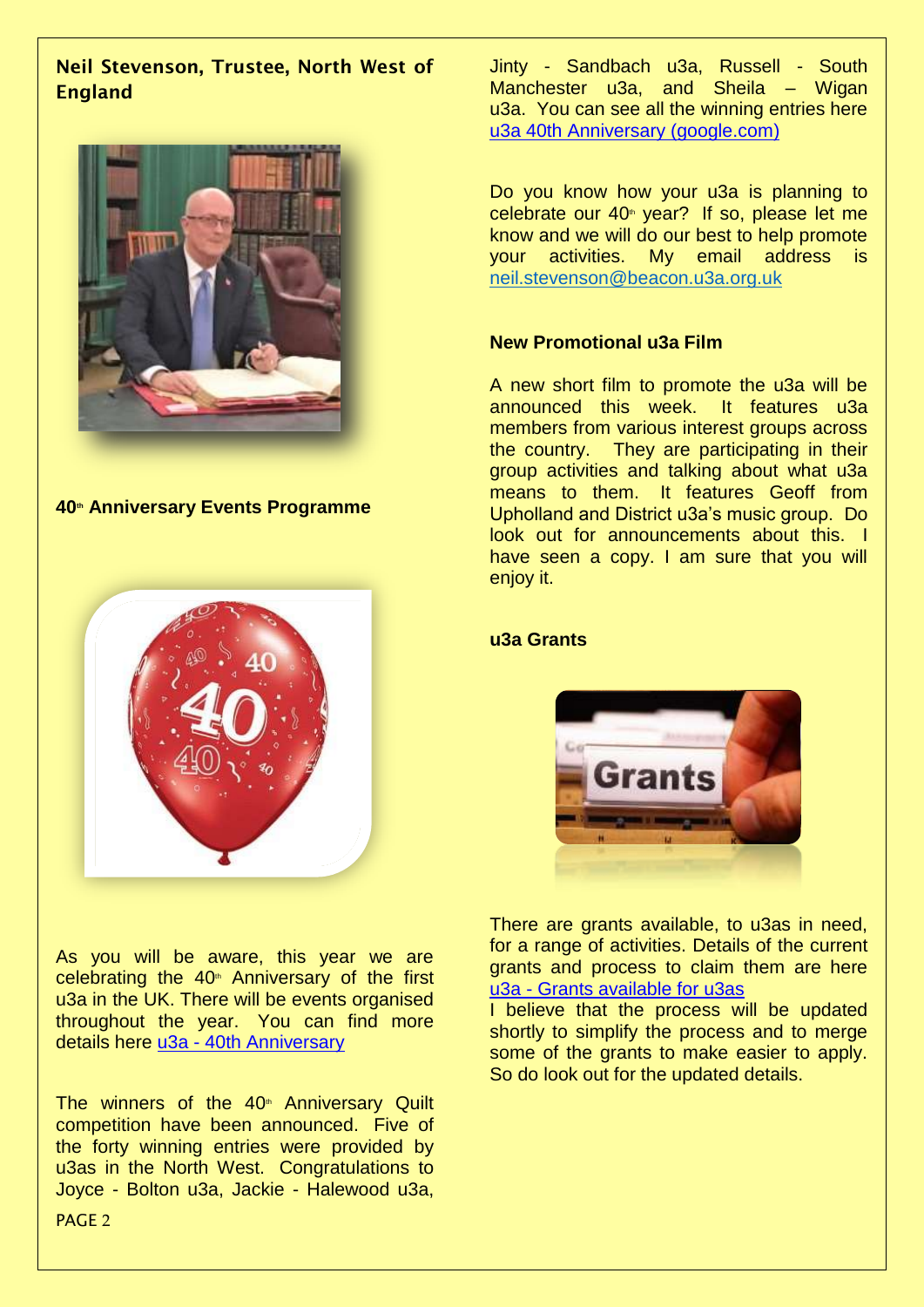**Neil Stevenson, Trustee, North West of England**

**40th Anniversary Events Programme**

As you will be aware, this year we are celebrating the 40th Anniversary of the first u3a in the UK. There will be events organised throughout the year. You can find more details here [u3a - 40th Anniversary]

The winners of the 40th Anniversary Quilt competition have been announced. Five of the forty winning entries were provided by u3as in the North West. Congratulations to Joyce - Bolton u3a, Jackie - Halewood u3a, Jinty - Sandbach u3a, Russell - South Manchester u3a, and Sheila – Wigan u3a. You can see all the winning entries here [u3a 40th Anniversary (google.com)]

Do you know how your u3a is planning to celebrate our 40th year? If so, please let me know and we will do our best to help promote your activities. My email address is neil.stevenson@beacon.u3a.org.uk

**New Promotional u3a Film**

A new short film to promote the u3a will be announced this week. It features u3a members from various interest groups across the country. They are participating in their group activities and talking about what u3a means to them. It features Geoff from Upholland and District u3a's music group. Do look out for announcements about this. I have seen a copy. I am sure that you will enjoy it.

**u3a Grants**

There are grants available, to u3as in need, for a range of activities. Details of the current grants and process to claim them are here [u3a - Grants available for u3as]
I believe that the process will be updated shortly to simplify the process and to merge some of the grants to make easier to apply. So do look out for the updated details.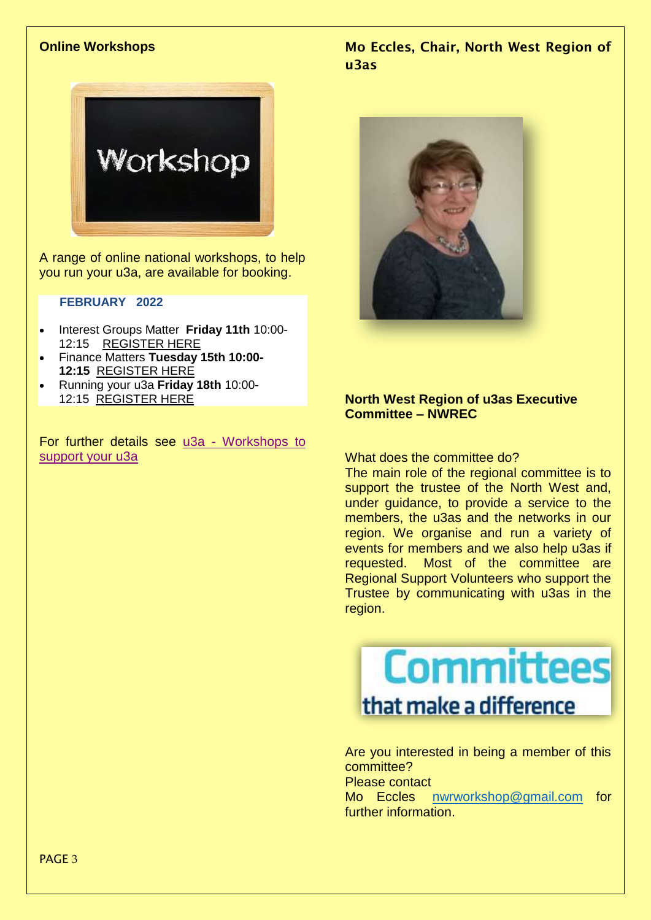## Online Workshops

A range of online national workshops, to help you run your u3a, are available for booking.

**FEBRUARY 2022**

- Interest Groups Matter **Friday 11th** 10:00-12:15 REGISTER HERE
- Finance Matters **Tuesday 15th 10:00-12:15** REGISTER HERE
- Running your u3a **Friday 18th** 10:00-12:15 REGISTER HERE

For further details see u3a - Workshops to support your u3a

## Mo Eccles, Chair, North West Region of u3as

**North West Region of u3as Executive Committee – NWREC**

What does the committee do?

The main role of the regional committee is to support the trustee of the North West and, under guidance, to provide a service to the members, the u3as and the networks in our region. We organise and run a variety of events for members and we also help u3as if requested. Most of the committee are Regional Support Volunteers who support the Trustee by communicating with u3as in the region.

Are you interested in being a member of this committee?

Please contact

Mo Eccles nwrworkshop@gmail.com for further information.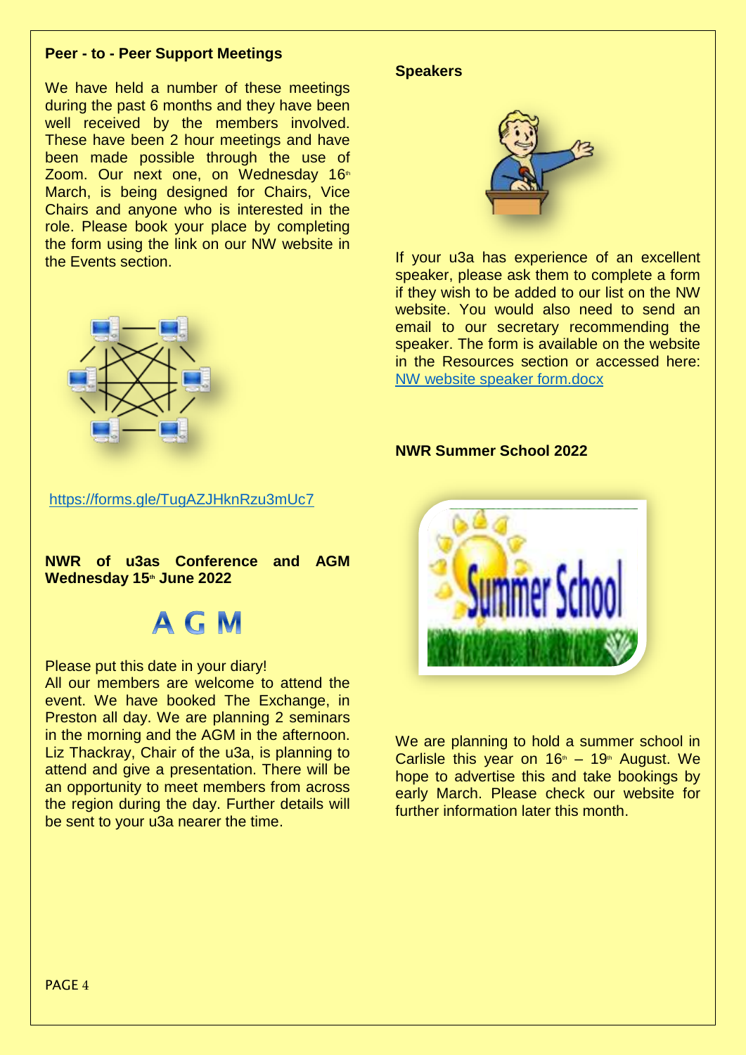## Peer - to - Peer Support Meetings

We have held a number of these meetings during the past 6 months and they have been well received by the members involved. These have been 2 hour meetings and have been made possible through the use of Zoom. Our next one, on Wednesday 16th March, is being designed for Chairs, Vice Chairs and anyone who is interested in the role. Please book your place by completing the form using the link on our NW website in the Events section.

https://forms.gle/TugAZJHknRzu3mUc7

## NWR of u3as Conference and AGM Wednesday 15th June 2022

A G M

Please put this date in your diary!
All our members are welcome to attend the event. We have booked The Exchange, in Preston all day. We are planning 2 seminars in the morning and the AGM in the afternoon. Liz Thackray, Chair of the u3a, is planning to attend and give a presentation. There will be an opportunity to meet members from across the region during the day. Further details will be sent to your u3a nearer the time.

## Speakers

If your u3a has experience of an excellent speaker, please ask them to complete a form if they wish to be added to our list on the NW website. You would also need to send an email to our secretary recommending the speaker. The form is available on the website in the Resources section or accessed here: NW website speaker form.docx

## NWR Summer School 2022

Summer School

We are planning to hold a summer school in Carlisle this year on 16th – 19th August. We hope to advertise this and take bookings by early March. Please check our website for further information later this month.